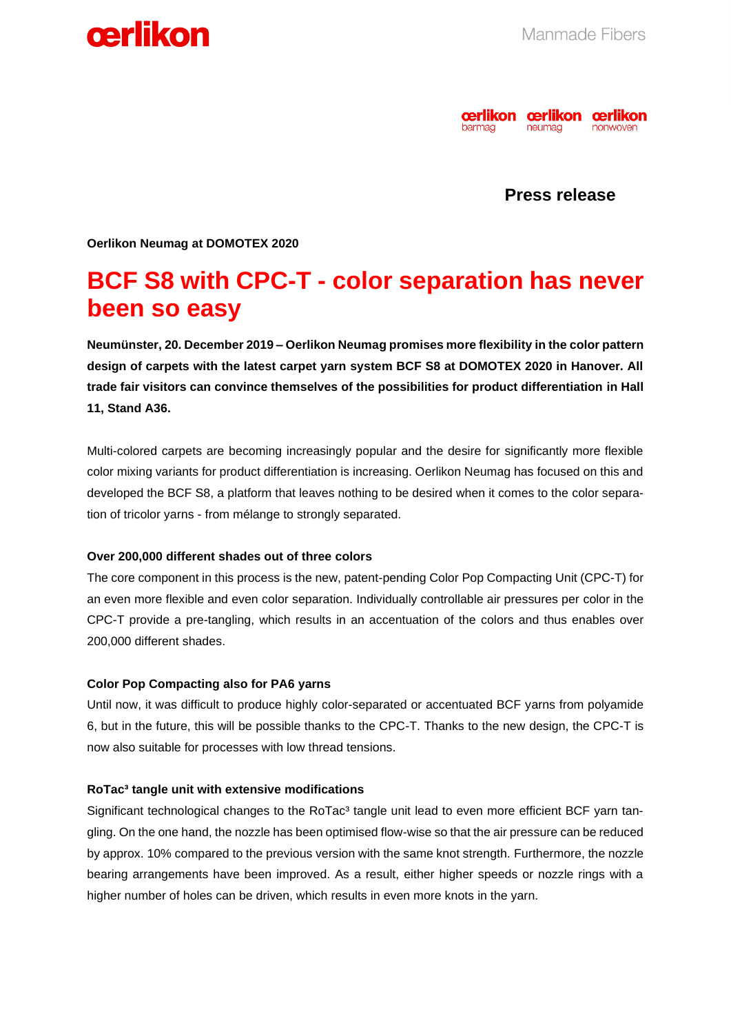**Press release**

**Oerlikon Neumag at DOMOTEX 2020**

# BCF S8 with CPC-T - color separation has never been so easy

**Neumünster, 20. December 2019 – Oerlikon Neumag promises more flexibility in the color pattern design of carpets with the latest carpet yarn system BCF S8 at DOMOTEX 2020 in Hanover. All trade fair visitors can convince themselves of the possibilities for product differentiation in Hall 11, Stand A36.**

Multi-colored carpets are becoming increasingly popular and the desire for significantly more flexible color mixing variants for product differentiation is increasing. Oerlikon Neumag has focused on this and developed the BCF S8, a platform that leaves nothing to be desired when it comes to the color separation of tricolor yarns - from mélange to strongly separated.

### Over 200,000 different shades out of three colors

The core component in this process is the new, patent-pending Color Pop Compacting Unit (CPC-T) for an even more flexible and even color separation. Individually controllable air pressures per color in the CPC-T provide a pre-tangling, which results in an accentuation of the colors and thus enables over 200,000 different shades.

### Color Pop Compacting also for PA6 yarns

Until now, it was difficult to produce highly color-separated or accentuated BCF yarns from polyamide 6, but in the future, this will be possible thanks to the CPC-T. Thanks to the new design, the CPC-T is now also suitable for processes with low thread tensions.

### RoTac³ tangle unit with extensive modifications

Significant technological changes to the RoTac³ tangle unit lead to even more efficient BCF yarn tangling. On the one hand, the nozzle has been optimised flow-wise so that the air pressure can be reduced by approx. 10% compared to the previous version with the same knot strength. Furthermore, the nozzle bearing arrangements have been improved. As a result, either higher speeds or nozzle rings with a higher number of holes can be driven, which results in even more knots in the yarn.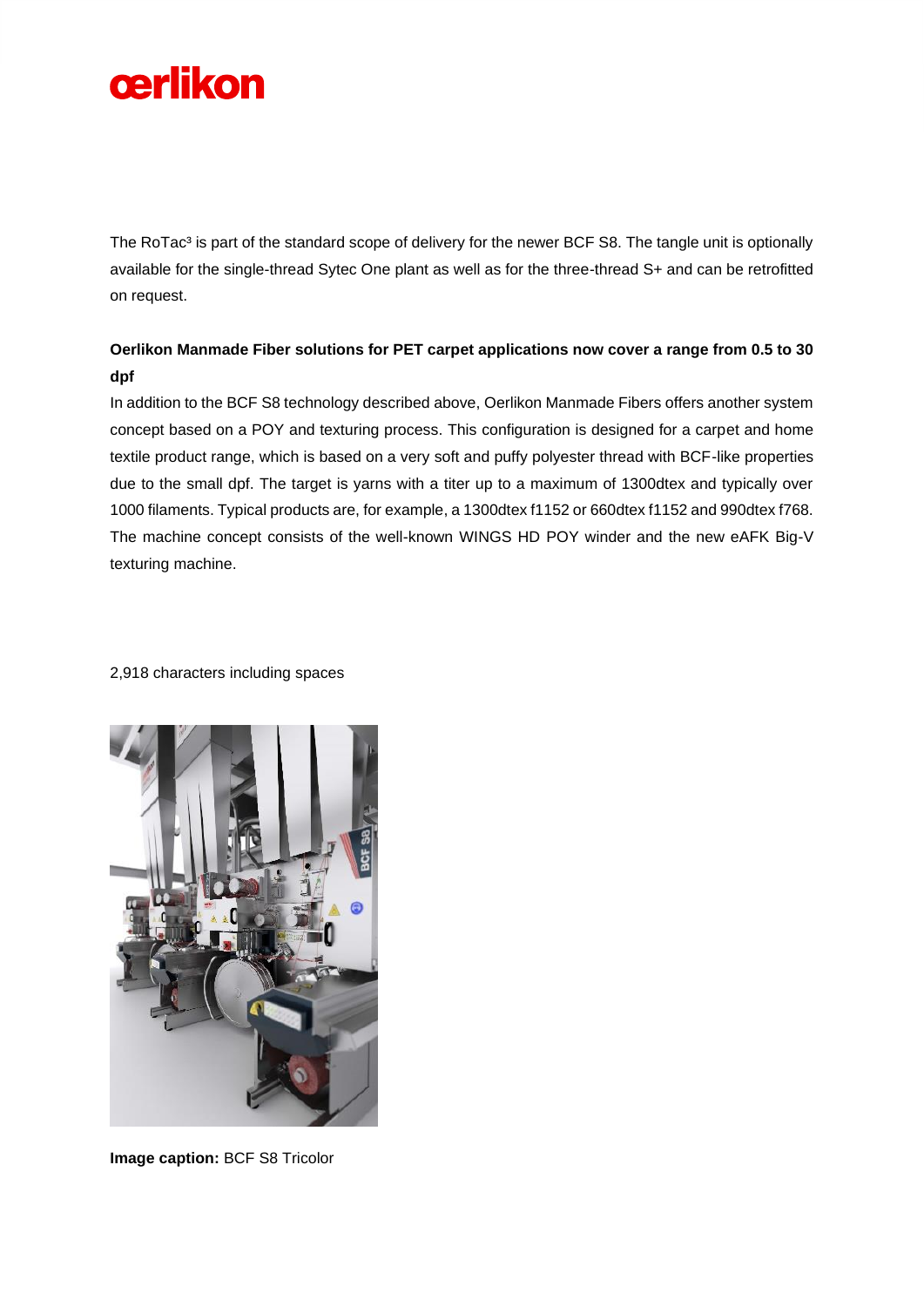The RoTac³ is part of the standard scope of delivery for the newer BCF S8. The tangle unit is optionally available for the single-thread Sytec One plant as well as for the three-thread S+ and can be retrofitted on request.

**Oerlikon Manmade Fiber solutions for PET carpet applications now cover a range from 0.5 to 30 dpf**

In addition to the BCF S8 technology described above, Oerlikon Manmade Fibers offers another system concept based on a POY and texturing process. This configuration is designed for a carpet and home textile product range, which is based on a very soft and puffy polyester thread with BCF-like properties due to the small dpf. The target is yarns with a titer up to a maximum of 1300dtex and typically over 1000 filaments. Typical products are, for example, a 1300dtex f1152 or 660dtex f1152 and 990dtex f768. The machine concept consists of the well-known WINGS HD POY winder and the new eAFK Big-V texturing machine.

2,918 characters including spaces

**Image caption:** BCF S8 Tricolor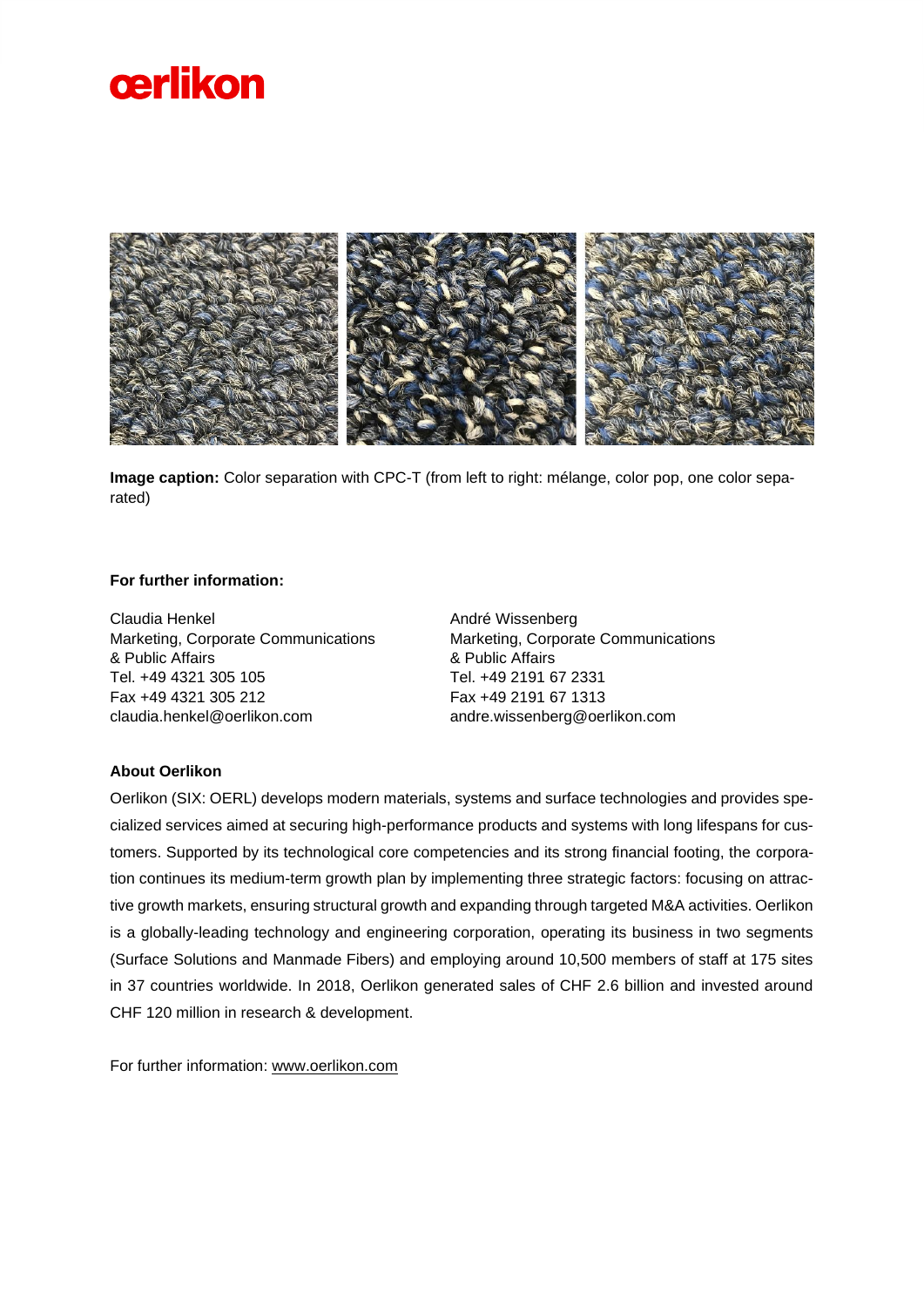**Image caption:** Color separation with CPC-T (from left to right: mélange, color pop, one color separated)

**For further information:**

Claudia Henkel
Marketing, Corporate Communications & Public Affairs
Tel. +49 4321 305 105
Fax +49 4321 305 212
claudia.henkel@oerlikon.com

André Wissenberg
Marketing, Corporate Communications & Public Affairs
Tel. +49 2191 67 2331
Fax +49 2191 67 1313
andre.wissenberg@oerlikon.com

**About Oerlikon**

Oerlikon (SIX: OERL) develops modern materials, systems and surface technologies and provides specialized services aimed at securing high-performance products and systems with long lifespans for customers. Supported by its technological core competencies and its strong financial footing, the corporation continues its medium-term growth plan by implementing three strategic factors: focusing on attractive growth markets, ensuring structural growth and expanding through targeted M&A activities. Oerlikon is a globally-leading technology and engineering corporation, operating its business in two segments (Surface Solutions and Manmade Fibers) and employing around 10,500 members of staff at 175 sites in 37 countries worldwide. In 2018, Oerlikon generated sales of CHF 2.6 billion and invested around CHF 120 million in research & development.

For further information: www.oerlikon.com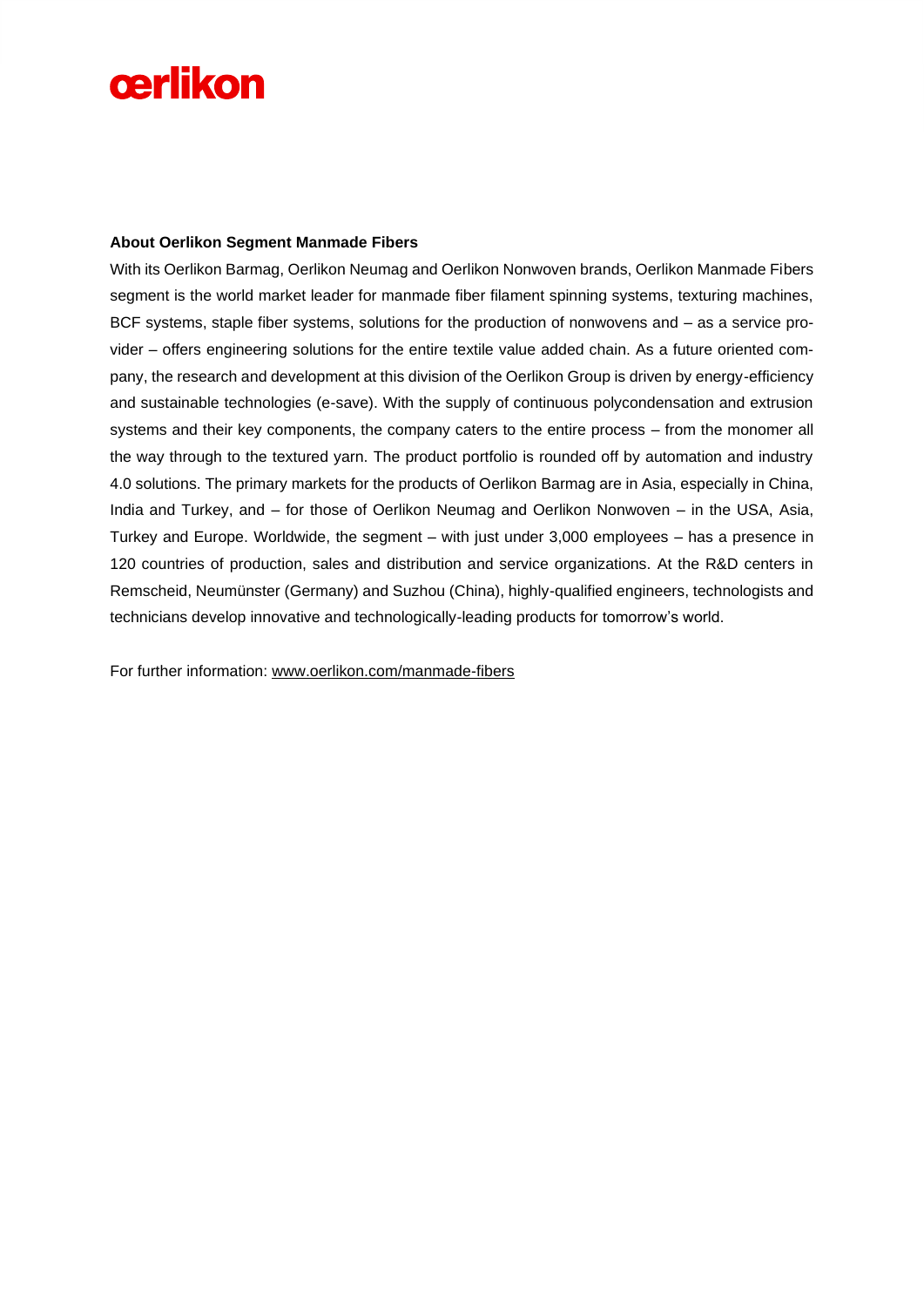**About Oerlikon Segment Manmade Fibers**

With its Oerlikon Barmag, Oerlikon Neumag and Oerlikon Nonwoven brands, Oerlikon Manmade Fibers segment is the world market leader for manmade fiber filament spinning systems, texturing machines, BCF systems, staple fiber systems, solutions for the production of nonwovens and – as a service provider – offers engineering solutions for the entire textile value added chain. As a future oriented company, the research and development at this division of the Oerlikon Group is driven by energy-efficiency and sustainable technologies (e-save). With the supply of continuous polycondensation and extrusion systems and their key components, the company caters to the entire process – from the monomer all the way through to the textured yarn. The product portfolio is rounded off by automation and industry 4.0 solutions. The primary markets for the products of Oerlikon Barmag are in Asia, especially in China, India and Turkey, and – for those of Oerlikon Neumag and Oerlikon Nonwoven – in the USA, Asia, Turkey and Europe. Worldwide, the segment – with just under 3,000 employees – has a presence in 120 countries of production, sales and distribution and service organizations. At the R&D centers in Remscheid, Neumünster (Germany) and Suzhou (China), highly-qualified engineers, technologists and technicians develop innovative and technologically-leading products for tomorrow's world.

For further information: www.oerlikon.com/manmade-fibers